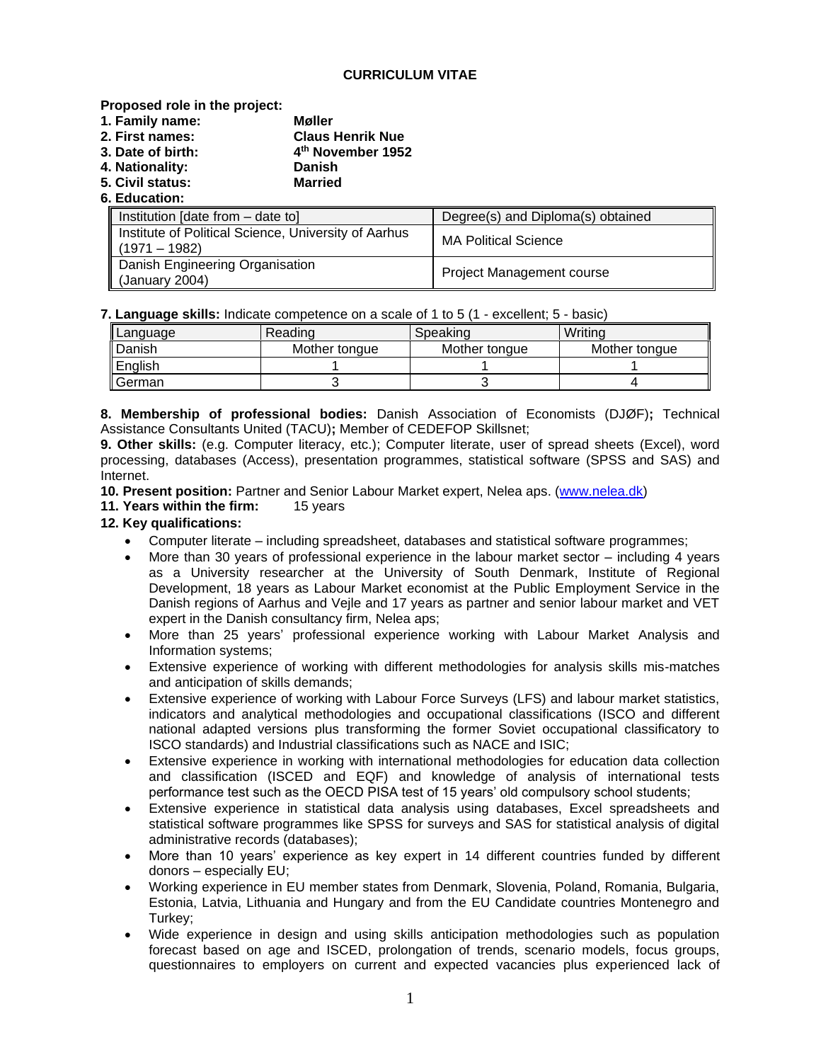**CURRICULUM VITAE**

**Proposed role in the project:**

**1. Family name:** **Møller**
**2. First names:** **Claus Henrik Nue**
**3. Date of birth:** **4th November 1952**
**4. Nationality:** **Danish**
**5. Civil status:** **Married**
**6. Education:**

| Institution [date from – date to] | Degree(s) and Diploma(s) obtained |
|---|---|
| Institute of Political Science, University of Aarhus (1971 – 1982) | MA Political Science |
| Danish Engineering Organisation (January 2004) | Project Management course |

**7. Language skills:** Indicate competence on a scale of 1 to 5 (1 - excellent; 5 - basic)

| Language | Reading | Speaking | Writing |
|---|---|---|---|
| Danish | Mother tongue | Mother tongue | Mother tongue |
| English | 1 | 1 | 1 |
| German | 3 | 3 | 4 |

**8. Membership of professional bodies:** Danish Association of Economists (DJØF)**;** Technical Assistance Consultants United (TACU)**;** Member of CEDEFOP Skillsnet;

**9. Other skills:** (e.g. Computer literacy, etc.); Computer literate, user of spread sheets (Excel), word processing, databases (Access), presentation programmes, statistical software (SPSS and SAS) and Internet.

**10. Present position:** Partner and Senior Labour Market expert, Nelea aps. (www.nelea.dk)

**11. Years within the firm:** 15 years

**12. Key qualifications:**

- Computer literate – including spreadsheet, databases and statistical software programmes;
- More than 30 years of professional experience in the labour market sector – including 4 years as a University researcher at the University of South Denmark, Institute of Regional Development, 18 years as Labour Market economist at the Public Employment Service in the Danish regions of Aarhus and Vejle and 17 years as partner and senior labour market and VET expert in the Danish consultancy firm, Nelea aps;
- More than 25 years' professional experience working with Labour Market Analysis and Information systems;
- Extensive experience of working with different methodologies for analysis skills mis-matches and anticipation of skills demands;
- Extensive experience of working with Labour Force Surveys (LFS) and labour market statistics, indicators and analytical methodologies and occupational classifications (ISCO and different national adapted versions plus transforming the former Soviet occupational classificatory to ISCO standards) and Industrial classifications such as NACE and ISIC;
- Extensive experience in working with international methodologies for education data collection and classification (ISCED and EQF) and knowledge of analysis of international tests performance test such as the OECD PISA test of 15 years' old compulsory school students;
- Extensive experience in statistical data analysis using databases, Excel spreadsheets and statistical software programmes like SPSS for surveys and SAS for statistical analysis of digital administrative records (databases);
- More than 10 years' experience as key expert in 14 different countries funded by different donors – especially EU;
- Working experience in EU member states from Denmark, Slovenia, Poland, Romania, Bulgaria, Estonia, Latvia, Lithuania and Hungary and from the EU Candidate countries Montenegro and Turkey;
- Wide experience in design and using skills anticipation methodologies such as population forecast based on age and ISCED, prolongation of trends, scenario models, focus groups, questionnaires to employers on current and expected vacancies plus experienced lack of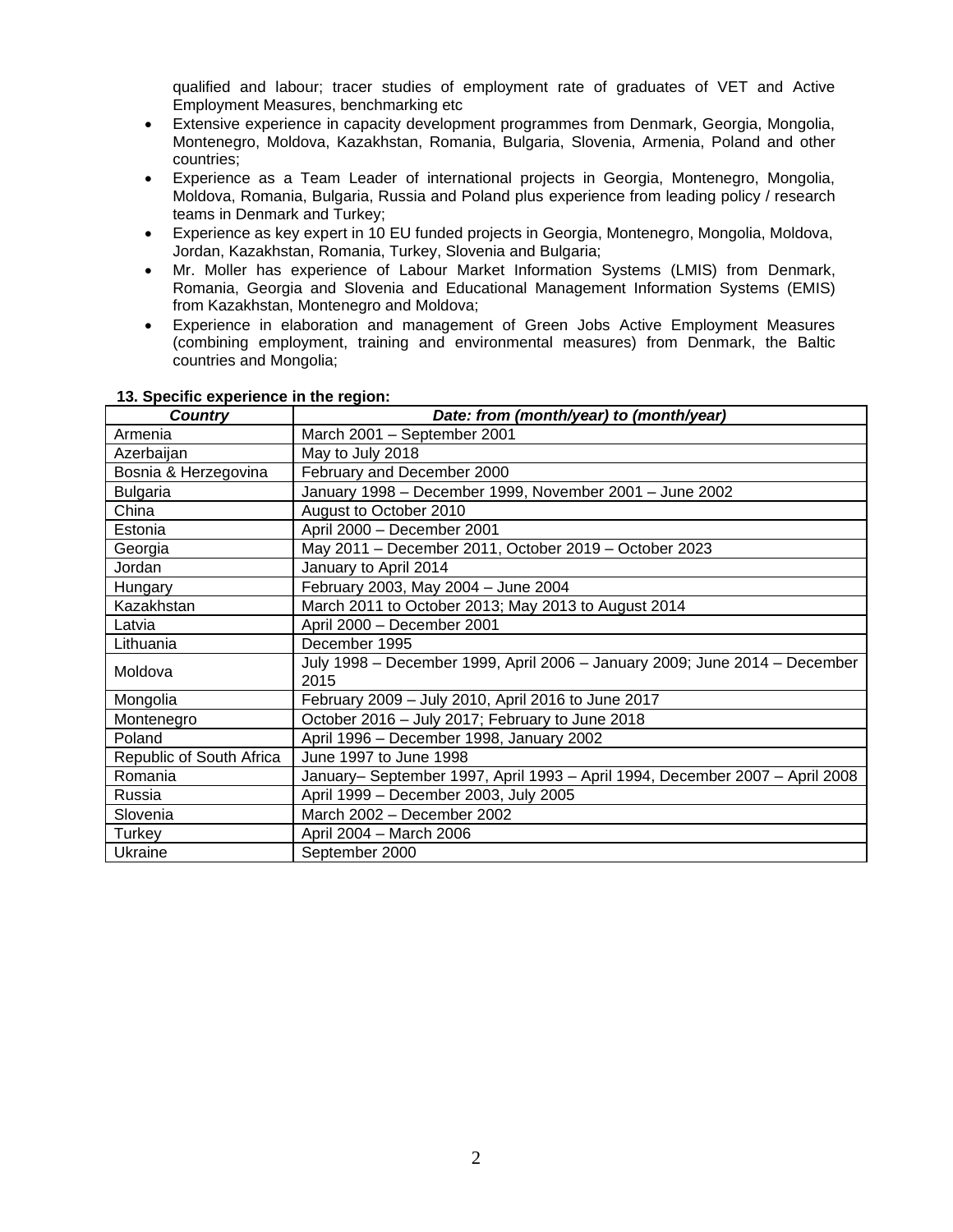qualified and labour; tracer studies of employment rate of graduates of VET and Active Employment Measures, benchmarking etc

- Extensive experience in capacity development programmes from Denmark, Georgia, Mongolia, Montenegro, Moldova, Kazakhstan, Romania, Bulgaria, Slovenia, Armenia, Poland and other countries;
- Experience as a Team Leader of international projects in Georgia, Montenegro, Mongolia, Moldova, Romania, Bulgaria, Russia and Poland plus experience from leading policy / research teams in Denmark and Turkey;
- Experience as key expert in 10 EU funded projects in Georgia, Montenegro, Mongolia, Moldova, Jordan, Kazakhstan, Romania, Turkey, Slovenia and Bulgaria;
- Mr. Moller has experience of Labour Market Information Systems (LMIS) from Denmark, Romania, Georgia and Slovenia and Educational Management Information Systems (EMIS) from Kazakhstan, Montenegro and Moldova;
- Experience in elaboration and management of Green Jobs Active Employment Measures (combining employment, training and environmental measures) from Denmark, the Baltic countries and Mongolia;

**13. Specific experience in the region:**

| *Country* | *Date: from (month/year) to (month/year)* |
|---|---|
| Armenia | March 2001 – September 2001 |
| Azerbaijan | May to July 2018 |
| Bosnia & Herzegovina | February and December 2000 |
| Bulgaria | January 1998 – December 1999, November 2001 – June 2002 |
| China | August to October 2010 |
| Estonia | April 2000 – December 2001 |
| Georgia | May 2011 – December 2011, October 2019 – October 2023 |
| Jordan | January to April 2014 |
| Hungary | February 2003, May 2004 – June 2004 |
| Kazakhstan | March 2011 to October 2013; May 2013 to August 2014 |
| Latvia | April 2000 – December 2001 |
| Lithuania | December 1995 |
| Moldova | July 1998 – December 1999, April 2006 – January 2009; June 2014 – December 2015 |
| Mongolia | February 2009 – July 2010, April 2016 to June 2017 |
| Montenegro | October 2016 – July 2017; February to June 2018 |
| Poland | April 1996 – December 1998, January 2002 |
| Republic of South Africa | June 1997 to June 1998 |
| Romania | January– September 1997, April 1993 – April 1994, December 2007 – April 2008 |
| Russia | April 1999 – December 2003, July 2005 |
| Slovenia | March 2002 – December 2002 |
| Turkey | April 2004 – March 2006 |
| Ukraine | September 2000 |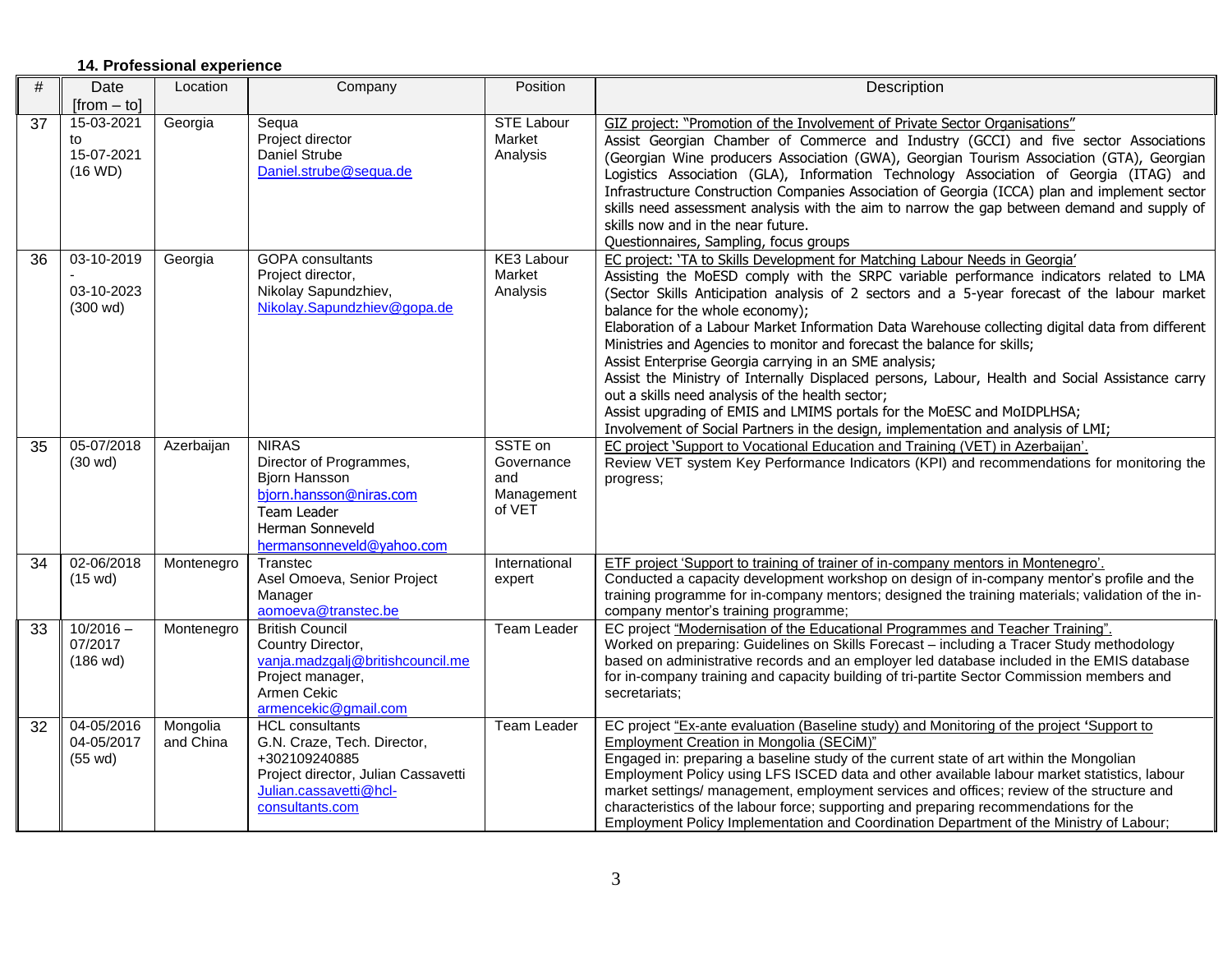**14. Professional experience**

| # | Date [from – to] | Location | Company | Position | Description |
|---|---|---|---|---|---|
| 37 | 15-03-2021 to 15-07-2021 (16 WD) | Georgia | Sequa<br>Project director<br>Daniel Strube<br>Daniel.strube@sequa.de | STE Labour Market Analysis | GIZ project: "Promotion of the Involvement of Private Sector Organisations"<br>Assist Georgian Chamber of Commerce and Industry (GCCI) and five sector Associations (Georgian Wine producers Association (GWA), Georgian Tourism Association (GTA), Georgian Logistics Association (GLA), Information Technology Association of Georgia (ITAG) and Infrastructure Construction Companies Association of Georgia (ICCA) plan and implement sector skills need assessment analysis with the aim to narrow the gap between demand and supply of skills now and in the near future.<br>Questionnaires, Sampling, focus groups |
| 36 | 03-10-2019 - 03-10-2023 (300 wd) | Georgia | GOPA consultants<br>Project director,<br>Nikolay Sapundzhiev,<br>Nikolay.Sapundzhiev@gopa.de | KE3 Labour Market Analysis | EC project: 'TA to Skills Development for Matching Labour Needs in Georgia'<br>Assisting the MoESD comply with the SRPC variable performance indicators related to LMA (Sector Skills Anticipation analysis of 2 sectors and a 5-year forecast of the labour market balance for the whole economy);<br>Elaboration of a Labour Market Information Data Warehouse collecting digital data from different Ministries and Agencies to monitor and forecast the balance for skills;<br>Assist Enterprise Georgia carrying in an SME analysis;<br>Assist the Ministry of Internally Displaced persons, Labour, Health and Social Assistance carry out a skills need analysis of the health sector;<br>Assist upgrading of EMIS and LMIMS portals for the MoESC and MoIDPLHSA;<br>Involvement of Social Partners in the design, implementation and analysis of LMI; |
| 35 | 05-07/2018 (30 wd) | Azerbaijan | NIRAS<br>Director of Programmes,<br>Bjorn Hansson<br>bjorn.hansson@niras.com<br>Team Leader<br>Herman Sonneveld<br>hermansonneveld@yahoo.com | SSTE on Governance and Management of VET | EC project 'Support to Vocational Education and Training (VET) in Azerbaijan'.<br>Review VET system Key Performance Indicators (KPI) and recommendations for monitoring the progress; |
| 34 | 02-06/2018 (15 wd) | Montenegro | Transtec<br>Asel Omoeva, Senior Project Manager<br>aomoeva@transtec.be | International expert | ETF project 'Support to training of trainer of in-company mentors in Montenegro'.<br>Conducted a capacity development workshop on design of in-company mentor's profile and the training programme for in-company mentors; designed the training materials; validation of the in-company mentor's training programme; |
| 33 | 10/2016 – 07/2017 (186 wd) | Montenegro | British Council<br>Country Director,<br>vanja.madzgalj@britishcouncil.me<br>Project manager,<br>Armen Cekic<br>armencekic@gmail.com | Team Leader | EC project "Modernisation of the Educational Programmes and Teacher Training".<br>Worked on preparing: Guidelines on Skills Forecast – including a Tracer Study methodology based on administrative records and an employer led database included in the EMIS database for in-company training and capacity building of tri-partite Sector Commission members and secretariats; |
| 32 | 04-05/2016 04-05/2017 (55 wd) | Mongolia and China | HCL consultants<br>G.N. Craze, Tech. Director,<br>+302109240885<br>Project director, Julian Cassavetti<br>Julian.cassavetti@hcl-consultants.com | Team Leader | EC project "Ex-ante evaluation (Baseline study) and Monitoring of the project 'Support to Employment Creation in Mongolia (SECiM)"<br>Engaged in: preparing a baseline study of the current state of art within the Mongolian Employment Policy using LFS ISCED data and other available labour market statistics, labour market settings/ management, employment services and offices; review of the structure and characteristics of the labour force; supporting and preparing recommendations for the Employment Policy Implementation and Coordination Department of the Ministry of Labour; |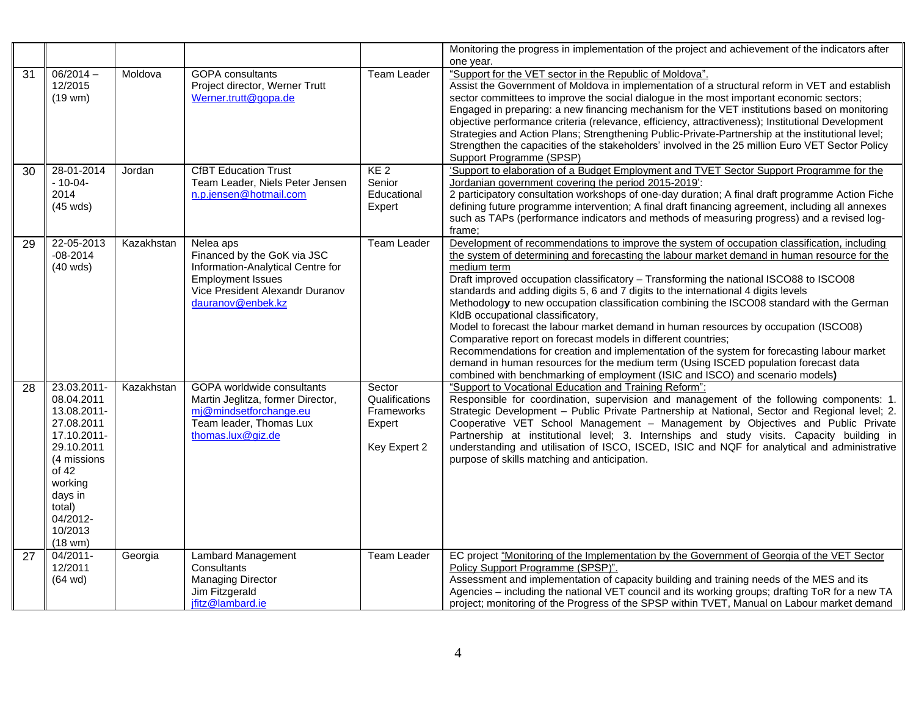| | | | | | |
|---|---|---|---|---|---|
| | | | | | Monitoring the progress in implementation of the project and achievement of the indicators after one year. |
| 31 | 06/2014 – 12/2015 (19 wm) | Moldova | GOPA consultants<br>Project director, Werner Trutt<br>Werner.trutt@gopa.de | Team Leader | "Support for the VET sector in the Republic of Moldova".<br>Assist the Government of Moldova in implementation of a structural reform in VET and establish sector committees to improve the social dialogue in the most important economic sectors; Engaged in preparing: a new financing mechanism for the VET institutions based on monitoring objective performance criteria (relevance, efficiency, attractiveness); Institutional Development Strategies and Action Plans; Strengthening Public-Private-Partnership at the institutional level; Strengthen the capacities of the stakeholders' involved in the 25 million Euro VET Sector Policy Support Programme (SPSP) |
| 30 | 28-01-2014 - 10-04-2014 (45 wds) | Jordan | CfBT Education Trust<br>Team Leader, Niels Peter Jensen<br>n.p.jensen@hotmail.com | KE 2 Senior Educational Expert | 'Support to elaboration of a Budget Employment and TVET Sector Support Programme for the Jordanian government covering the period 2015-2019':<br>2 participatory consultation workshops of one-day duration; A final draft programme Action Fiche defining future programme intervention; A final draft financing agreement, including all annexes such as TAPs (performance indicators and methods of measuring progress) and a revised log-frame; |
| 29 | 22-05-2013 -08-2014 (40 wds) | Kazakhstan | Nelea aps<br>Financed by the GoK via JSC Information-Analytical Centre for Employment Issues<br>Vice President Alexandr Duranov<br>dauranov@enbek.kz | Team Leader | Development of recommendations to improve the system of occupation classification, including the system of determining and forecasting the labour market demand in human resource for the medium term<br>Draft improved occupation classificatory – Transforming the national ISCO88 to ISCO08 standards and adding digits 5, 6 and 7 digits to the international 4 digits levels<br>Methodology to new occupation classification combining the ISCO08 standard with the German KldB occupational classificatory,<br>Model to forecast the labour market demand in human resources by occupation (ISCO08)<br>Comparative report on forecast models in different countries;<br>Recommendations for creation and implementation of the system for forecasting labour market demand in human resources for the medium term (Using ISCED population forecast data combined with benchmarking of employment (ISIC and ISCO) and scenario models**)** |
| 28 | 23.03.2011-08.04.2011<br>13.08.2011-27.08.2011<br>17.10.2011-29.10.2011<br>(4 missions of 42 working days in total)<br>04/2012-10/2013 (18 wm) | Kazakhstan | GOPA worldwide consultants<br>Martin Jeglitza, former Director,<br>mj@mindsetforchange.eu<br>Team leader, Thomas Lux<br>thomas.lux@giz.de | Sector Qualifications Frameworks Expert<br><br>Key Expert 2 | "Support to Vocational Education and Training Reform":<br>Responsible for coordination, supervision and management of the following components: 1. Strategic Development – Public Private Partnership at National, Sector and Regional level; 2. Cooperative VET School Management – Management by Objectives and Public Private Partnership at institutional level; 3. Internships and study visits. Capacity building in understanding and utilisation of ISCO, ISCED, ISIC and NQF for analytical and administrative purpose of skills matching and anticipation. |
| 27 | 04/2011-12/2011 (64 wd) | Georgia | Lambard Management Consultants<br>Managing Director<br>Jim Fitzgerald<br>jfitz@lambard.ie | Team Leader | EC project "Monitoring of the Implementation by the Government of Georgia of the VET Sector Policy Support Programme (SPSP)".<br>Assessment and implementation of capacity building and training needs of the MES and its Agencies – including the national VET council and its working groups; drafting ToR for a new TA project; monitoring of the Progress of the SPSP within TVET, Manual on Labour market demand |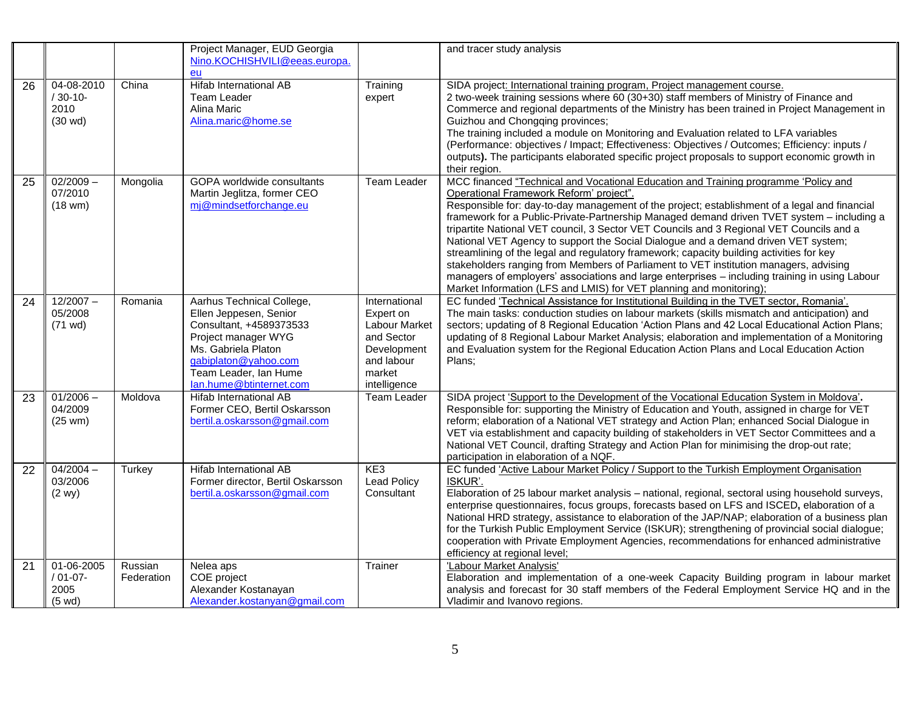| | | | | | |
|---|---|---|---|---|---|
| | | | Project Manager, EUD Georgia Nino.KOCHISHVILI@eeas.europa.eu | | and tracer study analysis |
| 26 | 04-08-2010 / 30-10-2010 (30 wd) | China | Hifab International AB Team Leader Alina Maric Alina.maric@home.se | Training expert | SIDA project: International training program, Project management course. 2 two-week training sessions where 60 (30+30) staff members of Ministry of Finance and Commerce and regional departments of the Ministry has been trained in Project Management in Guizhou and Chongqing provinces; The training included a module on Monitoring and Evaluation related to LFA variables (Performance: objectives / Impact; Effectiveness: Objectives / Outcomes; Efficiency: inputs / outputs**).** The participants elaborated specific project proposals to support economic growth in their region. |
| 25 | 02/2009 – 07/2010 (18 wm) | Mongolia | GOPA worldwide consultants Martin Jeglitza, former CEO mj@mindsetforchange.eu | Team Leader | MCC financed "Technical and Vocational Education and Training programme 'Policy and Operational Framework Reform' project". Responsible for: day-to-day management of the project; establishment of a legal and financial framework for a Public-Private-Partnership Managed demand driven TVET system – including a tripartite National VET council, 3 Sector VET Councils and 3 Regional VET Councils and a National VET Agency to support the Social Dialogue and a demand driven VET system; streamlining of the legal and regulatory framework; capacity building activities for key stakeholders ranging from Members of Parliament to VET institution managers, advising managers of employers' associations and large enterprises – including training in using Labour Market Information (LFS and LMIS) for VET planning and monitoring); |
| 24 | 12/2007 – 05/2008 (71 wd) | Romania | Aarhus Technical College, Ellen Jeppesen, Senior Consultant, +4589373533 Project manager WYG Ms. Gabriela Platon gabiplaton@yahoo.com Team Leader, Ian Hume Ian.hume@btinternet.com | International Expert on Labour Market and Sector Development and labour market intelligence | EC funded 'Technical Assistance for Institutional Building in the TVET sector, Romania'. The main tasks: conduction studies on labour markets (skills mismatch and anticipation) and sectors; updating of 8 Regional Education 'Action Plans and 42 Local Educational Action Plans; updating of 8 Regional Labour Market Analysis; elaboration and implementation of a Monitoring and Evaluation system for the Regional Education Action Plans and Local Education Action Plans; |
| 23 | 01/2006 – 04/2009 (25 wm) | Moldova | Hifab International AB Former CEO, Bertil Oskarsson bertil.a.oskarsson@gmail.com | Team Leader | SIDA project 'Support to the Development of the Vocational Education System in Moldova'**.** Responsible for: supporting the Ministry of Education and Youth, assigned in charge for VET reform; elaboration of a National VET strategy and Action Plan; enhanced Social Dialogue in VET via establishment and capacity building of stakeholders in VET Sector Committees and a National VET Council, drafting Strategy and Action Plan for minimising the drop-out rate; participation in elaboration of a NQF. |
| 22 | 04/2004 – 03/2006 (2 wy) | Turkey | Hifab International AB Former director, Bertil Oskarsson bertil.a.oskarsson@gmail.com | KE3 Lead Policy Consultant | EC funded 'Active Labour Market Policy / Support to the Turkish Employment Organisation ISKUR'. Elaboration of 25 labour market analysis – national, regional, sectoral using household surveys, enterprise questionnaires, focus groups, forecasts based on LFS and ISCED**,** elaboration of a National HRD strategy, assistance to elaboration of the JAP/NAP; elaboration of a business plan for the Turkish Public Employment Service (ISKUR); strengthening of provincial social dialogue; cooperation with Private Employment Agencies, recommendations for enhanced administrative efficiency at regional level; |
| 21 | 01-06-2005 / 01-07-2005 (5 wd) | Russian Federation | Nelea aps COE project Alexander Kostanayan Alexander.kostanyan@gmail.com | Trainer | 'Labour Market Analysis' Elaboration and implementation of a one-week Capacity Building program in labour market analysis and forecast for 30 staff members of the Federal Employment Service HQ and in the Vladimir and Ivanovo regions. |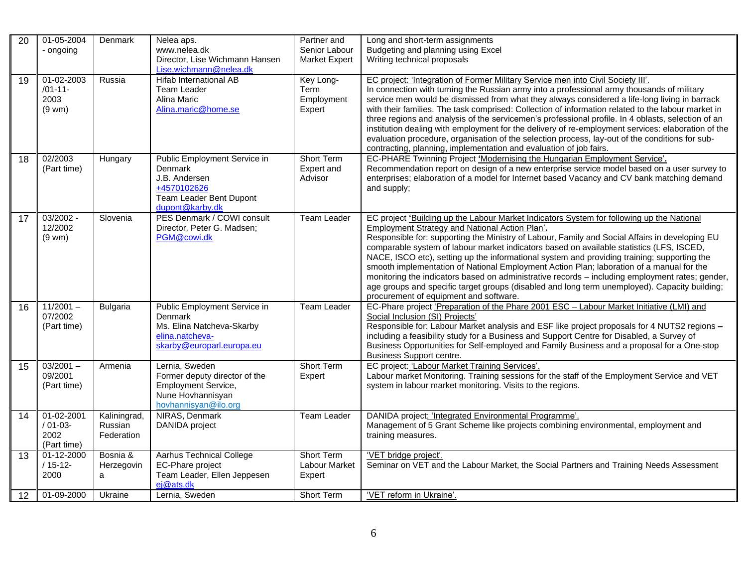| 20 | 01-05-2004 - ongoing | Denmark | Nelea aps.<br>www.nelea.dk<br>Director, Lise Wichmann Hansen<br>Lise.wichmann@nelea.dk | Partner and Senior Labour Market Expert | Long and short-term assignments<br>Budgeting and planning using Excel<br>Writing technical proposals |
|---|---|---|---|---|---|
| 19 | 01-02-2003 /01-11-2003 (9 wm) | Russia | Hifab International AB<br>Team Leader<br>Alina Maric<br>Alina.maric@home.se | Key Long-Term Employment Expert | EC project: 'Integration of Former Military Service men into Civil Society III'.<br>In connection with turning the Russian army into a professional army thousands of military service men would be dismissed from what they always considered a life-long living in barrack with their families. The task comprised: Collection of information related to the labour market in three regions and analysis of the servicemen's professional profile. In 4 oblasts, selection of an institution dealing with employment for the delivery of re-employment services: elaboration of the evaluation procedure, organisation of the selection process, lay-out of the conditions for sub-contracting, planning, implementation and evaluation of job fairs. |
| 18 | 02/2003 (Part time) | Hungary | Public Employment Service in Denmark<br>J.B. Andersen<br>+4570102626<br>Team Leader Bent Dupont<br>dupont@karby.dk | Short Term Expert and Advisor | EC-PHARE Twinning Project **'**Modernising the Hungarian Employment Service'**.**<br>Recommendation report on design of a new enterprise service model based on a user survey to enterprises; elaboration of a model for Internet based Vacancy and CV bank matching demand and supply; |
| 17 | 03/2002 - 12/2002 (9 wm) | Slovenia | PES Denmark / COWI consult<br>Director, Peter G. Madsen;<br>PGM@cowi.dk | Team Leader | EC project **'**Building up the Labour Market Indicators System for following up the National Employment Strategy and National Action Plan'**.**<br>Responsible for: supporting the Ministry of Labour, Family and Social Affairs in developing EU comparable system of labour market indicators based on available statistics (LFS, ISCED, NACE, ISCO etc), setting up the informational system and providing training; supporting the smooth implementation of National Employment Action Plan; laboration of a manual for the monitoring the indicators based on administrative records – including employment rates; gender, age groups and specific target groups (disabled and long term unemployed). Capacity building; procurement of equipment and software. |
| 16 | 11/2001 – 07/2002 (Part time) | Bulgaria | Public Employment Service in Denmark<br>Ms. Elina Natcheva-Skarby<br>elina.natcheva-skarby@europarl.europa.eu | Team Leader | EC-Phare project 'Preparation of the Phare 2001 ESC – Labour Market Initiative (LMI) and Social Inclusion (SI) Projects'<br>Responsible for: Labour Market analysis and ESF like project proposals for 4 NUTS2 regions **–** including a feasibility study for a Business and Support Centre for Disabled, a Survey of Business Opportunities for Self-employed and Family Business and a proposal for a One-stop Business Support centre. |
| 15 | 03/2001 – 09/2001 (Part time) | Armenia | Lernia, Sweden<br>Former deputy director of the Employment Service,<br>Nune Hovhannisyan<br>hovhannisyan@ilo.org | Short Term Expert | EC project: 'Labour Market Training Services'.<br>Labour market Monitoring. Training sessions for the staff of the Employment Service and VET system in labour market monitoring. Visits to the regions. |
| 14 | 01-02-2001 / 01-03-2002 (Part time) | Kaliningrad, Russian Federation | NIRAS, Denmark<br>DANIDA project | Team Leader | DANIDA project: 'Integrated Environmental Programme'.<br>Management of 5 Grant Scheme like projects combining environmental, employment and training measures. |
| 13 | 01-12-2000 / 15-12-2000 | Bosnia & Herzegovina | Aarhus Technical College<br>EC-Phare project<br>Team Leader, Ellen Jeppesen<br>ej@ats.dk | Short Term Labour Market Expert | 'VET bridge project'.<br>Seminar on VET and the Labour Market, the Social Partners and Training Needs Assessment |
| 12 | 01-09-2000 | Ukraine | Lernia, Sweden | Short Term | 'VET reform in Ukraine'. |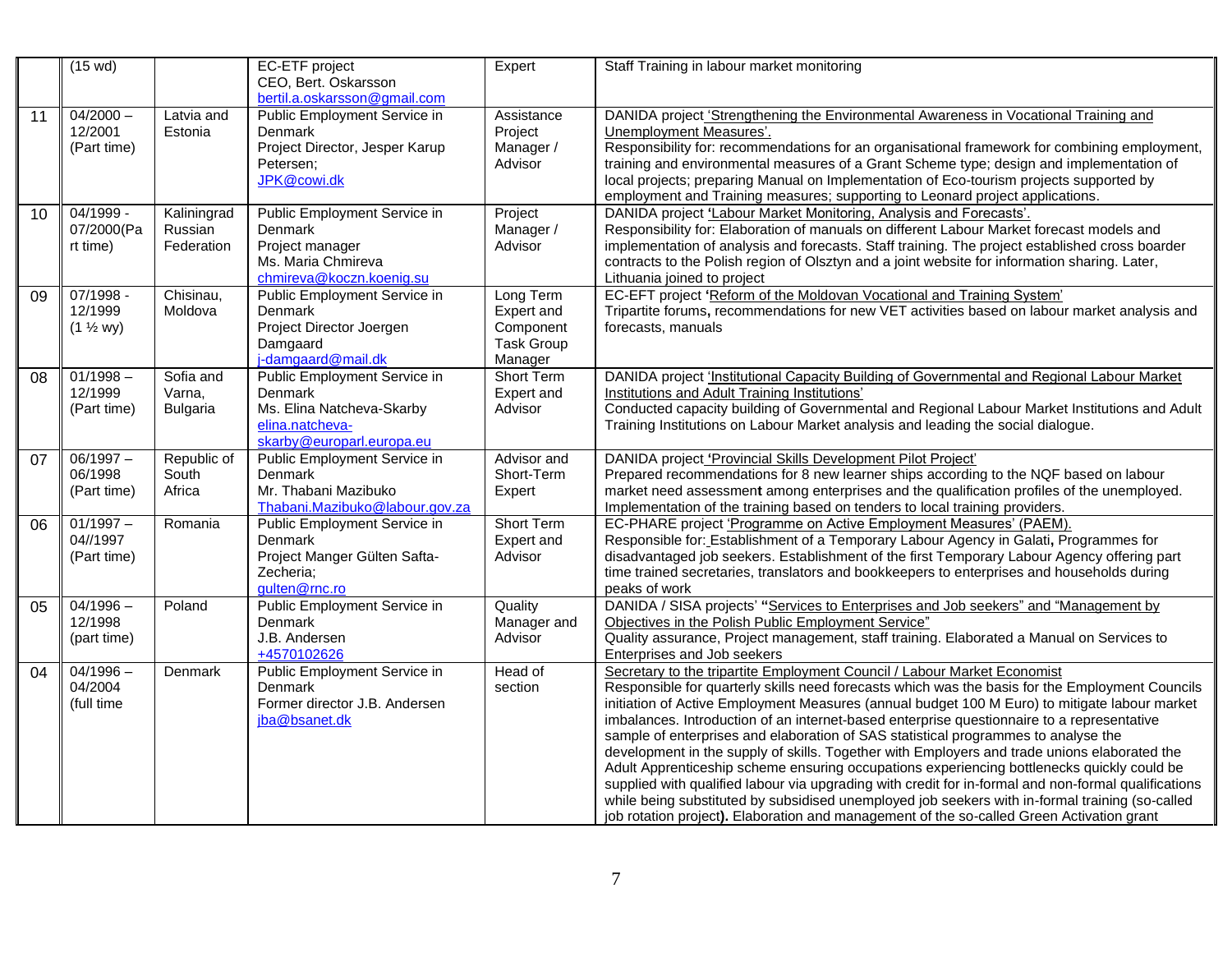| | | | | | |
|---|---|---|---|---|---|
| | (15 wd) | | EC-ETF project<br>CEO, Bert. Oskarsson<br>bertil.a.oskarsson@gmail.com | Expert | Staff Training in labour market monitoring |
| 11 | 04/2000 – 12/2001 (Part time) | Latvia and Estonia | Public Employment Service in Denmark<br>Project Director, Jesper Karup Petersen;<br>JPK@cowi.dk | Assistance Project Manager / Advisor | DANIDA project 'Strengthening the Environmental Awareness in Vocational Training and Unemployment Measures'.<br>Responsibility for: recommendations for an organisational framework for combining employment, training and environmental measures of a Grant Scheme type; design and implementation of local projects; preparing Manual on Implementation of Eco-tourism projects supported by employment and Training measures; supporting to Leonard project applications. |
| 10 | 04/1999 - 07/2000(Part time) | Kaliningrad Russian Federation | Public Employment Service in Denmark<br>Project manager<br>Ms. Maria Chmireva<br>chmireva@koczn.koenig.su | Project Manager / Advisor | DANIDA project **'**Labour Market Monitoring, Analysis and Forecasts'.<br>Responsibility for: Elaboration of manuals on different Labour Market forecast models and implementation of analysis and forecasts. Staff training. The project established cross boarder contracts to the Polish region of Olsztyn and a joint website for information sharing. Later, Lithuania joined to project |
| 09 | 07/1998 - 12/1999 (1 ½ wy) | Chisinau, Moldova | Public Employment Service in Denmark<br>Project Director Joergen Damgaard<br>j-damgaard@mail.dk | Long Term Expert and Component Task Group Manager | EC-EFT project **'**Reform of the Moldovan Vocational and Training System'<br>Tripartite forums**,** recommendations for new VET activities based on labour market analysis and forecasts, manuals |
| 08 | 01/1998 – 12/1999 (Part time) | Sofia and Varna, Bulgaria | Public Employment Service in Denmark<br>Ms. Elina Natcheva-Skarby<br>elina.natcheva-skarby@europarl.europa.eu | Short Term Expert and Advisor | DANIDA project 'Institutional Capacity Building of Governmental and Regional Labour Market Institutions and Adult Training Institutions'<br>Conducted capacity building of Governmental and Regional Labour Market Institutions and Adult Training Institutions on Labour Market analysis and leading the social dialogue. |
| 07 | 06/1997 – 06/1998 (Part time) | Republic of South Africa | Public Employment Service in Denmark<br>Mr. Thabani Mazibuko<br>Thabani.Mazibuko@labour.gov.za | Advisor and Short-Term Expert | DANIDA project **'**Provincial Skills Development Pilot Project'<br>Prepared recommendations for 8 new learner ships according to the NQF based on labour market need assessmen**t** among enterprises and the qualification profiles of the unemployed. Implementation of the training based on tenders to local training providers. |
| 06 | 01/1997 – 04//1997 (Part time) | Romania | Public Employment Service in Denmark<br>Project Manger Gülten Safta-Zecheria;<br>gulten@rnc.ro | Short Term Expert and Advisor | EC-PHARE project 'Programme on Active Employment Measures' (PAEM).<br>Responsible for: Establishment of a Temporary Labour Agency in Galati**,** Programmes for disadvantaged job seekers. Establishment of the first Temporary Labour Agency offering part time trained secretaries, translators and bookkeepers to enterprises and households during peaks of work |
| 05 | 04/1996 – 12/1998 (part time) | Poland | Public Employment Service in Denmark<br>J.B. Andersen<br>+4570102626 | Quality Manager and Advisor | DANIDA / SISA projects' **"**Services to Enterprises and Job seekers" and "Management by Objectives in the Polish Public Employment Service"<br>Quality assurance, Project management, staff training. Elaborated a Manual on Services to Enterprises and Job seekers |
| 04 | 04/1996 – 04/2004 (full time | Denmark | Public Employment Service in Denmark<br>Former director J.B. Andersen<br>jba@bsanet.dk | Head of section | Secretary to the tripartite Employment Council / Labour Market Economist<br>Responsible for quarterly skills need forecasts which was the basis for the Employment Councils initiation of Active Employment Measures (annual budget 100 M Euro) to mitigate labour market imbalances. Introduction of an internet-based enterprise questionnaire to a representative sample of enterprises and elaboration of SAS statistical programmes to analyse the development in the supply of skills. Together with Employers and trade unions elaborated the Adult Apprenticeship scheme ensuring occupations experiencing bottlenecks quickly could be supplied with qualified labour via upgrading with credit for in-formal and non-formal qualifications while being substituted by subsidised unemployed job seekers with in-formal training (so-called job rotation project**).** Elaboration and management of the so-called Green Activation grant |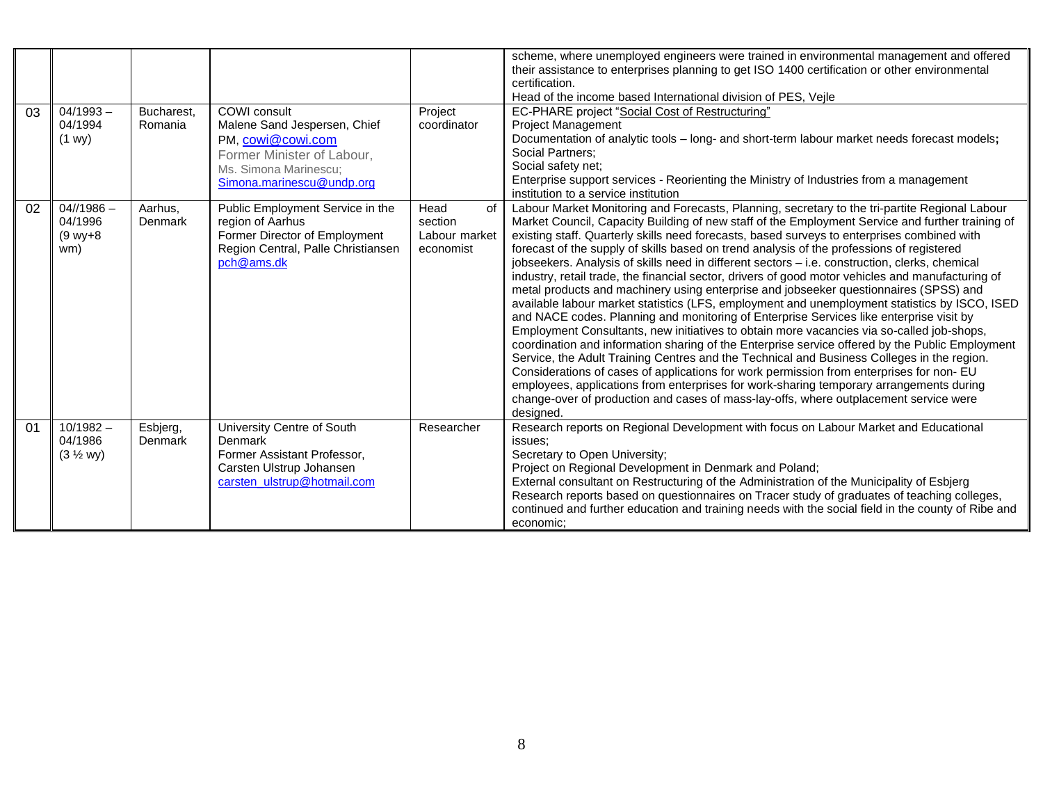|  |  |  |  |  | scheme, where unemployed engineers were trained in environmental management and offered their assistance to enterprises planning to get ISO 1400 certification or other environmental certification.<br>Head of the income based International division of PES, Vejle |
|---|---|---|---|---|---|
| 03 | 04/1993 – 04/1994 (1 wy) | Bucharest, Romania | COWI consult<br>Malene Sand Jespersen, Chief PM, cowi@cowi.com<br>Former Minister of Labour, Ms. Simona Marinescu; Simona.marinescu@undp.org | Project coordinator | EC-PHARE project "Social Cost of Restructuring"<br>Project Management<br>Documentation of analytic tools – long- and short-term labour market needs forecast models**;**<br>Social Partners;<br>Social safety net;<br>Enterprise support services - Reorienting the Ministry of Industries from a management institution to a service institution |
| 02 | 04//1986 – 04/1996 (9 wy+8 wm) | Aarhus, Denmark | Public Employment Service in the region of Aarhus<br>Former Director of Employment Region Central, Palle Christiansen pch@ams.dk | Head of section Labour market economist | Labour Market Monitoring and Forecasts, Planning, secretary to the tri-partite Regional Labour Market Council, Capacity Building of new staff of the Employment Service and further training of existing staff. Quarterly skills need forecasts, based surveys to enterprises combined with forecast of the supply of skills based on trend analysis of the professions of registered jobseekers. Analysis of skills need in different sectors – i.e. construction, clerks, chemical industry, retail trade, the financial sector, drivers of good motor vehicles and manufacturing of metal products and machinery using enterprise and jobseeker questionnaires (SPSS) and available labour market statistics (LFS, employment and unemployment statistics by ISCO, ISED and NACE codes. Planning and monitoring of Enterprise Services like enterprise visit by Employment Consultants, new initiatives to obtain more vacancies via so-called job-shops, coordination and information sharing of the Enterprise service offered by the Public Employment Service, the Adult Training Centres and the Technical and Business Colleges in the region. Considerations of cases of applications for work permission from enterprises for non- EU employees, applications from enterprises for work-sharing temporary arrangements during change-over of production and cases of mass-lay-offs, where outplacement service were designed. |
| 01 | 10/1982 – 04/1986 (3 ½ wy) | Esbjerg, Denmark | University Centre of South Denmark<br>Former Assistant Professor, Carsten Ulstrup Johansen carsten_ulstrup@hotmail.com | Researcher | Research reports on Regional Development with focus on Labour Market and Educational issues;<br>Secretary to Open University;<br>Project on Regional Development in Denmark and Poland;<br>External consultant on Restructuring of the Administration of the Municipality of Esbjerg<br>Research reports based on questionnaires on Tracer study of graduates of teaching colleges, continued and further education and training needs with the social field in the county of Ribe and economic; |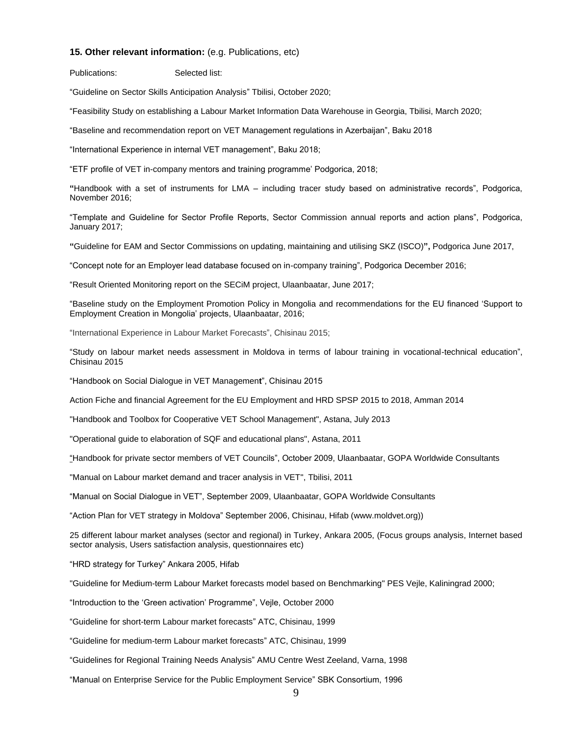**15. Other relevant information:** (e.g. Publications, etc)

Publications: Selected list:

“Guideline on Sector Skills Anticipation Analysis” Tbilisi, October 2020;

“Feasibility Study on establishing a Labour Market Information Data Warehouse in Georgia, Tbilisi, March 2020;

“Baseline and recommendation report on VET Management regulations in Azerbaijan”, Baku 2018

“International Experience in internal VET management”, Baku 2018;

“ETF profile of VET in-company mentors and training programme’ Podgorica, 2018;

**“**Handbook with a set of instruments for LMA – including tracer study based on administrative records”, Podgorica, November 2016;

“Template and Guideline for Sector Profile Reports, Sector Commission annual reports and action plans”, Podgorica, January 2017;

**“**Guideline for EAM and Sector Commissions on updating, maintaining and utilising SKZ (ISCO)**”,** Podgorica June 2017,

“Concept note for an Employer lead database focused on in-company training”, Podgorica December 2016;

“Result Oriented Monitoring report on the SECiM project, Ulaanbaatar, June 2017;

“Baseline study on the Employment Promotion Policy in Mongolia and recommendations for the EU financed ‘Support to Employment Creation in Mongolia’ projects, Ulaanbaatar, 2016;

“International Experience in Labour Market Forecasts”, Chisinau 2015;

“Study on labour market needs assessment in Moldova in terms of labour training in vocational-technical education”, Chisinau 2015

“Handbook on Social Dialogue in VET Management”, Chisinau 2015

Action Fiche and financial Agreement for the EU Employment and HRD SPSP 2015 to 2018, Amman 2014

"Handbook and Toolbox for Cooperative VET School Management", Astana, July 2013

"Operational guide to elaboration of SQF and educational plans", Astana, 2011

“Handbook for private sector members of VET Councils”, October 2009, Ulaanbaatar, GOPA Worldwide Consultants

"Manual on Labour market demand and tracer analysis in VET", Tbilisi, 2011

“Manual on Social Dialogue in VET”, September 2009, Ulaanbaatar, GOPA Worldwide Consultants

“Action Plan for VET strategy in Moldova” September 2006, Chisinau, Hifab (www.moldvet.org))

25 different labour market analyses (sector and regional) in Turkey, Ankara 2005, (Focus groups analysis, Internet based sector analysis, Users satisfaction analysis, questionnaires etc)

“HRD strategy for Turkey” Ankara 2005, Hifab

"Guideline for Medium-term Labour Market forecasts model based on Benchmarking" PES Vejle, Kaliningrad 2000;

“Introduction to the ‘Green activation’ Programme”, Vejle, October 2000

“Guideline for short-term Labour market forecasts” ATC, Chisinau, 1999

“Guideline for medium-term Labour market forecasts” ATC, Chisinau, 1999

“Guidelines for Regional Training Needs Analysis” AMU Centre West Zeeland, Varna, 1998

“Manual on Enterprise Service for the Public Employment Service” SBK Consortium, 1996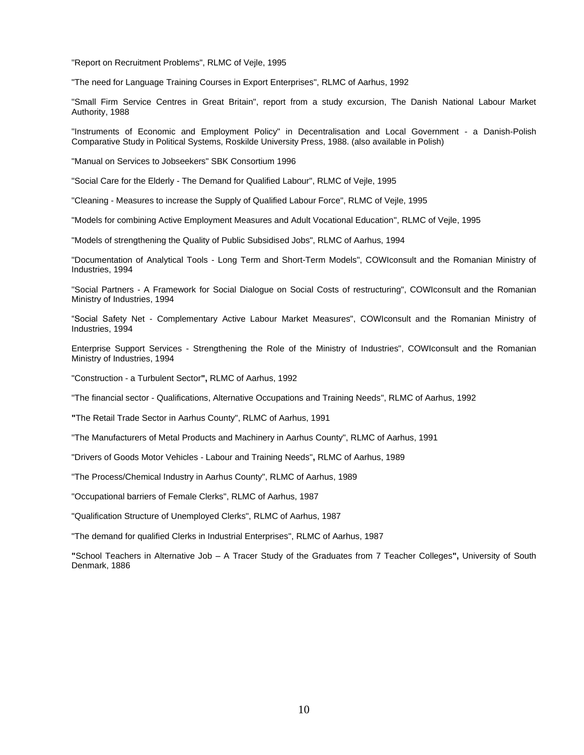"Report on Recruitment Problems", RLMC of Vejle, 1995

"The need for Language Training Courses in Export Enterprises", RLMC of Aarhus, 1992

"Small Firm Service Centres in Great Britain", report from a study excursion, The Danish National Labour Market Authority, 1988

"Instruments of Economic and Employment Policy" in Decentralisation and Local Government - a Danish-Polish Comparative Study in Political Systems, Roskilde University Press, 1988. (also available in Polish)

"Manual on Services to Jobseekers" SBK Consortium 1996

"Social Care for the Elderly - The Demand for Qualified Labour", RLMC of Vejle, 1995

"Cleaning - Measures to increase the Supply of Qualified Labour Force", RLMC of Vejle, 1995

"Models for combining Active Employment Measures and Adult Vocational Education", RLMC of Vejle, 1995

"Models of strengthening the Quality of Public Subsidised Jobs", RLMC of Aarhus, 1994

"Documentation of Analytical Tools - Long Term and Short-Term Models", COWIconsult and the Romanian Ministry of Industries, 1994

"Social Partners - A Framework for Social Dialogue on Social Costs of restructuring", COWIconsult and the Romanian Ministry of Industries, 1994

"Social Safety Net - Complementary Active Labour Market Measures", COWIconsult and the Romanian Ministry of Industries, 1994

Enterprise Support Services - Strengthening the Role of the Ministry of Industries", COWIconsult and the Romanian Ministry of Industries, 1994

"Construction - a Turbulent Sector**",** RLMC of Aarhus, 1992

"The financial sector - Qualifications, Alternative Occupations and Training Needs", RLMC of Aarhus, 1992

**"**The Retail Trade Sector in Aarhus County", RLMC of Aarhus, 1991

"The Manufacturers of Metal Products and Machinery in Aarhus County", RLMC of Aarhus, 1991

"Drivers of Goods Motor Vehicles - Labour and Training Needs"**,** RLMC of Aarhus, 1989

"The Process/Chemical Industry in Aarhus County", RLMC of Aarhus, 1989

"Occupational barriers of Female Clerks", RLMC of Aarhus, 1987

"Qualification Structure of Unemployed Clerks", RLMC of Aarhus, 1987

"The demand for qualified Clerks in Industrial Enterprises", RLMC of Aarhus, 1987

**"**School Teachers in Alternative Job – A Tracer Study of the Graduates from 7 Teacher Colleges**",** University of South Denmark, 1886